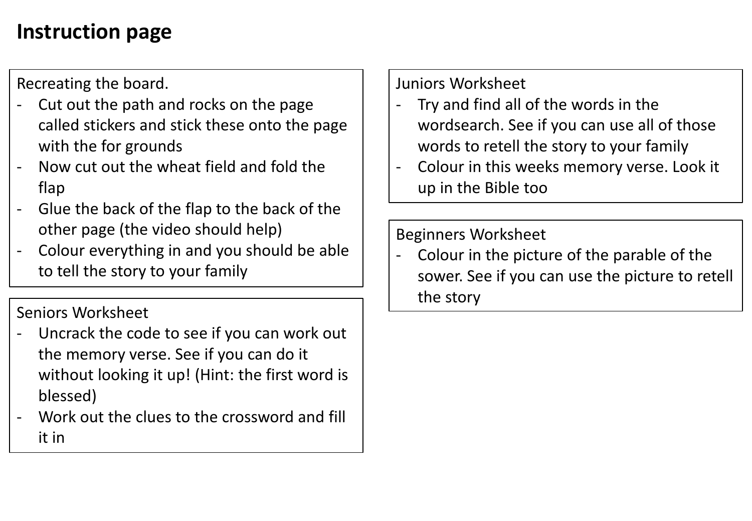# Instruction page

Recreating the board.

- Cut out the path and rocks on the page called stickers and stick these onto the page with the for grounds
- Now cut out the wheat field and fold the flap
- Glue the back of the flap to the back of the other page (the video should help)
- Colour everything in and you should be able to tell the story to your family

Seniors Worksheet

- Uncrack the code to see if you can work out the memory verse. See if you can do it without looking it up! (Hint: the first word is blessed)
- Work out the clues to the crossword and fill it in

Juniors Worksheet

- Try and find all of the words in the wordsearch. See if you can use all of those words to retell the story to your family
- Colour in this weeks memory verse. Look it up in the Bible too

Beginners Worksheet

- Colour in the picture of the parable of the sower. See if you can use the picture to retell the story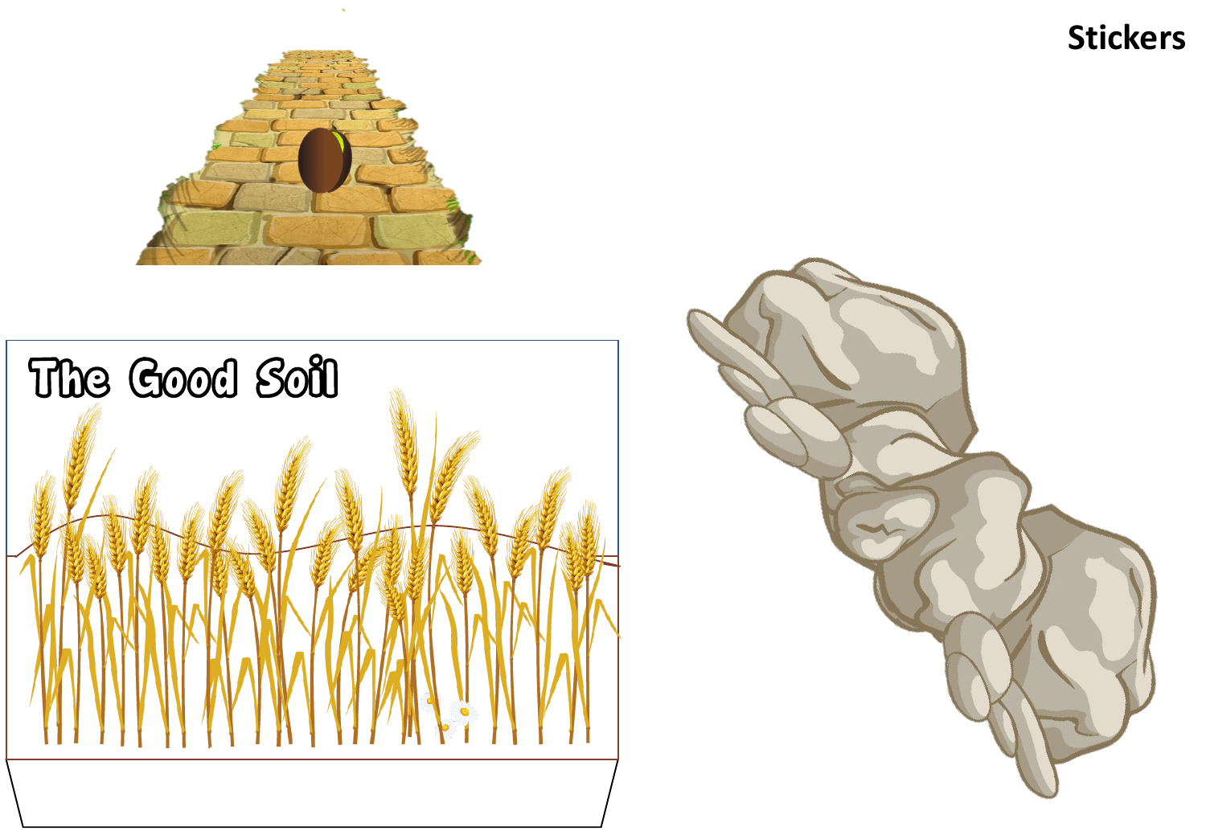Stickers

The Good Soil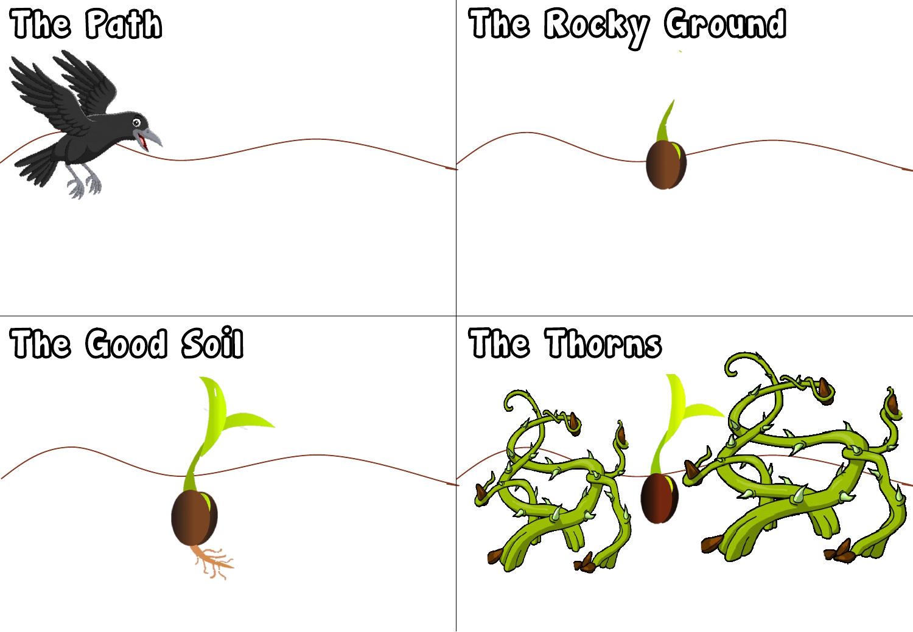## The Path

## The Rocky Ground

## The Good Soil

## The Thorns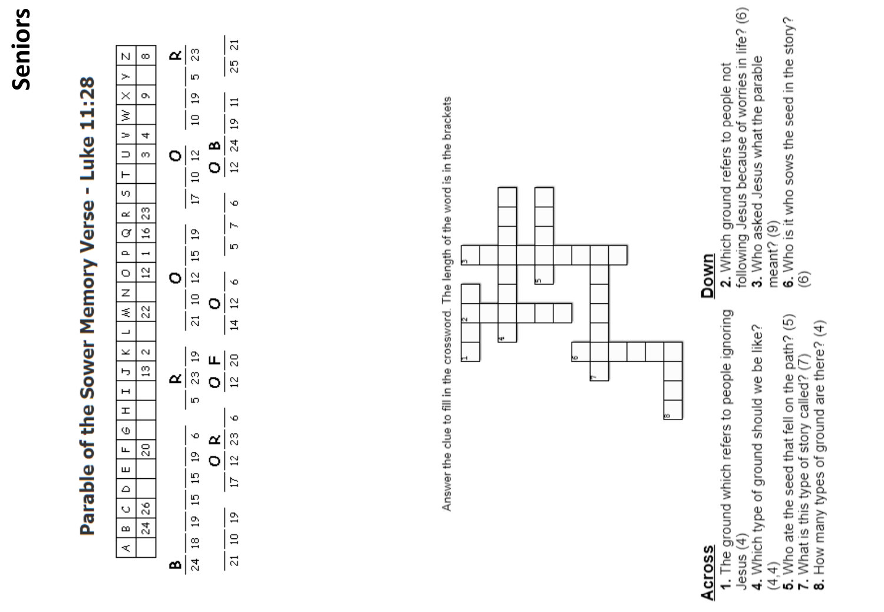# Seniors

## Parable of the Sower Memory Verse - Luke 11:28

| A | B | C | D | E | F | G | H | I | J | K | L | M | N | O | P | Q | R | S | T | U | V | W | X | Y | Z |
|---|---|---|---|---|---|---|---|---|---|---|---|---|---|---|---|---|---|---|---|---|---|---|---|---|---|
| | 24 | 26 | | | 20 | | | | 13 | 2 | | 22 | | 12 | 1 | 16 | 23 | | | 3 | 4 | | 9 | | 8 |

B _ _ _ _ _ _ &nbsp;&nbsp; _ R _ &nbsp;&nbsp; _ O _ _ _ &nbsp;&nbsp; _ _ O _ &nbsp;&nbsp; _ _ _ R
24 18 19 15 15 19 6 &nbsp;&nbsp; 5 23 19 &nbsp;&nbsp; 21 10 12 15 19 &nbsp;&nbsp; 17 10 12 &nbsp;&nbsp; 10 19 5 23

_ _ _ &nbsp;&nbsp; _ O R _ &nbsp;&nbsp; O F &nbsp;&nbsp; _ O _ &nbsp;&nbsp; _ _ _ &nbsp;&nbsp; O B _ _ _
21 10 19 &nbsp;&nbsp; 17 12 23 6 &nbsp;&nbsp; 12 20 &nbsp;&nbsp; 14 12 6 &nbsp;&nbsp; 5 7 6 &nbsp;&nbsp; 12 24 19 11 &nbsp;&nbsp; 25 21

Answer the clue to fill in the crossword. The length of the word is in the brackets

### Across

1. The ground which refers to people ignoring Jesus (4)
4. Which type of ground should we be like? (4,4)
5. Who ate the seed that fell on the path? (5)
7. What is this type of story called? (7)
8. How many types of ground are there? (4)

### Down

2. Which ground refers to people not following Jesus because of worries in life? (6)
3. Who asked Jesus what the parable meant? (9)
6. Who is it who sows the seed in the story? (6)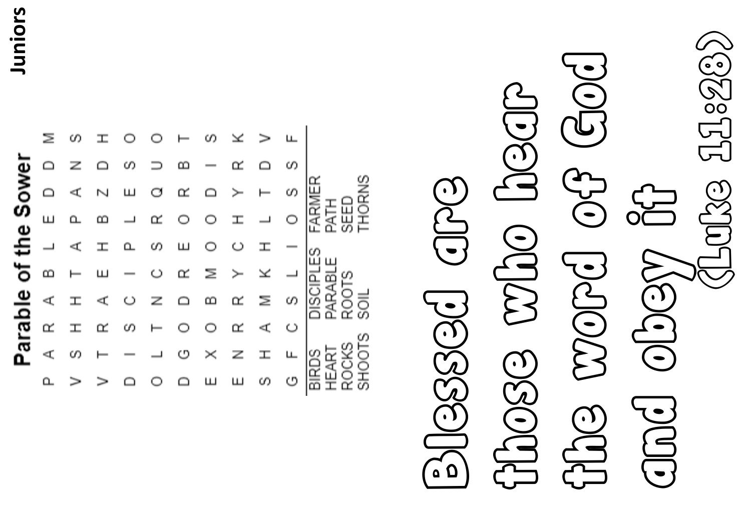## Parable of the Sower

```
P A R A B L E D D M
V S H H T A P A N S
V T R A E H B Z D H
D I S C I P L E S O
O L T N C S R Q U O
D G O D R E O R B T
E X O B M O O D I S
E N R R Y C H Y R K
S H A M K H L T D V
G F C S L I O S S F
```

| | | |
|---|---|---|
| BIRDS | DISCIPLES | FARMER |
| HEART | PARABLE | PATH |
| ROCKS | ROOTS | SEED |
| SHOOTS | SOIL | THORNS |

**Blessed are those who hear the word of God and obey it**

**(Luke 11:28)**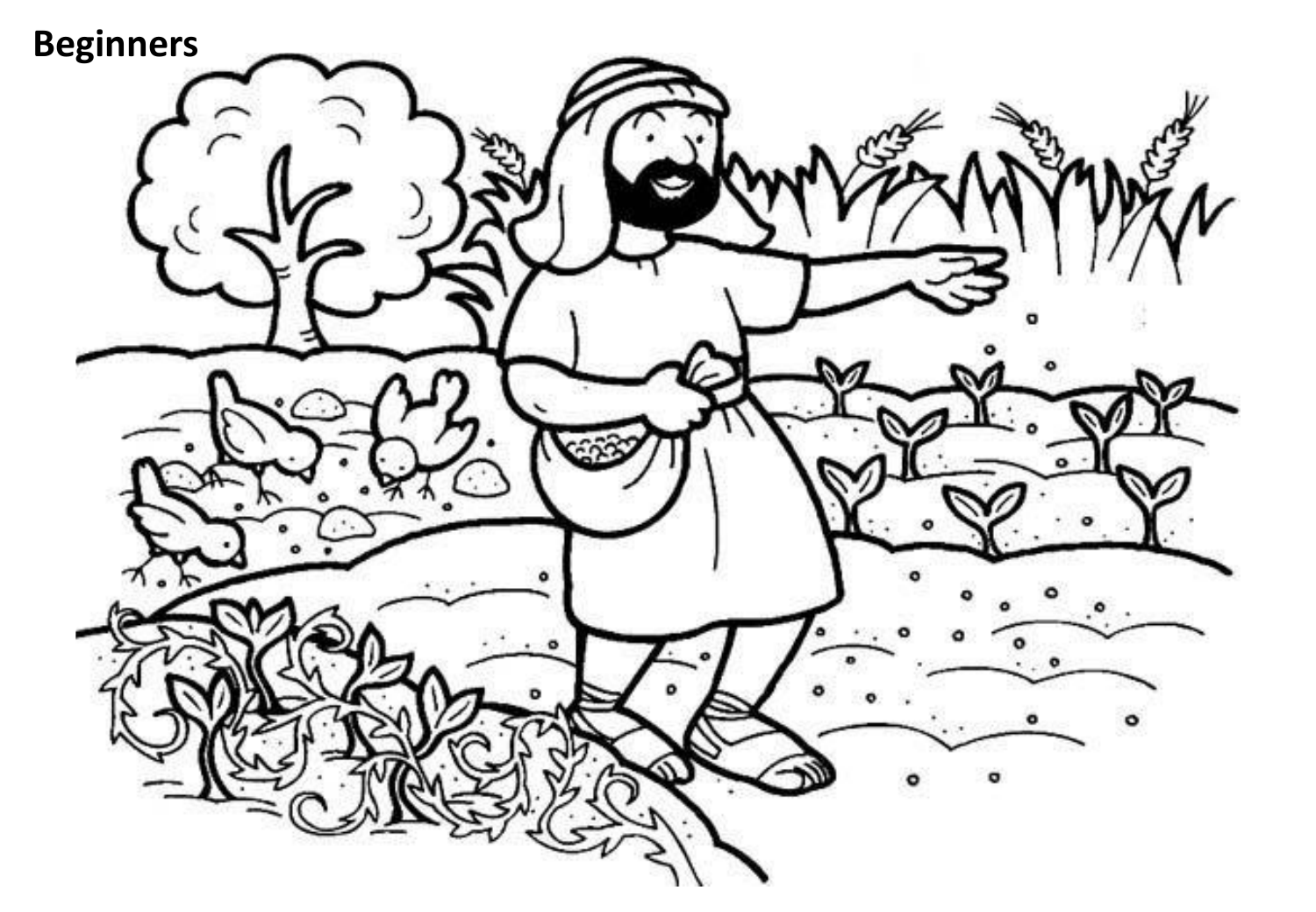**Beginners**